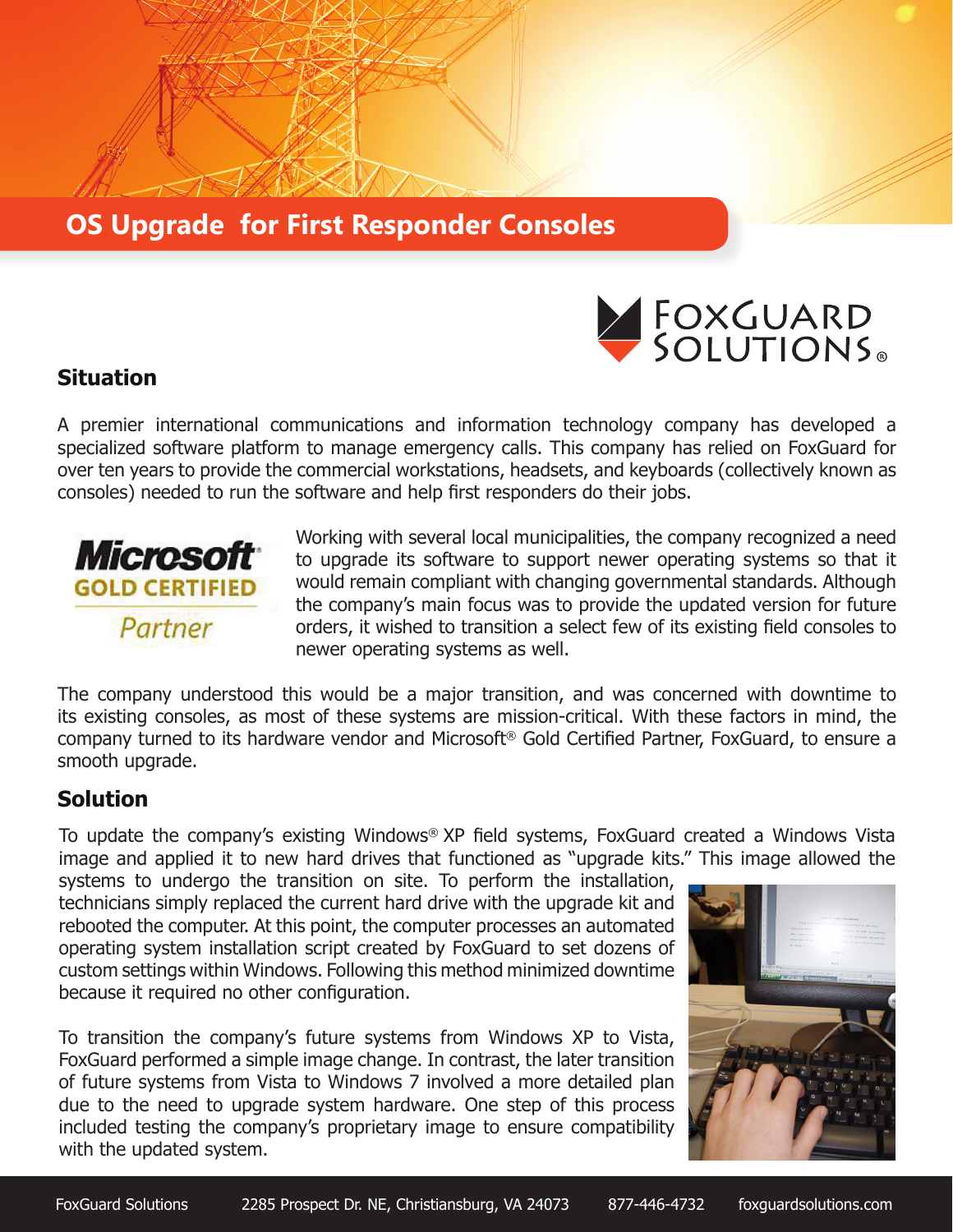# OS Upgrade for First Responder Consoles

FoxGuard Solutions®

## Situation

A premier international communications and information technology company has developed a specialized software platform to manage emergency calls. This company has relied on FoxGuard for over ten years to provide the commercial workstations, headsets, and keyboards (collectively known as consoles) needed to run the software and help first responders do their jobs.

Microsoft GOLD CERTIFIED Partner

Working with several local municipalities, the company recognized a need to upgrade its software to support newer operating systems so that it would remain compliant with changing governmental standards. Although the company's main focus was to provide the updated version for future orders, it wished to transition a select few of its existing field consoles to newer operating systems as well.

The company understood this would be a major transition, and was concerned with downtime to its existing consoles, as most of these systems are mission-critical. With these factors in mind, the company turned to its hardware vendor and Microsoft® Gold Certified Partner, FoxGuard, to ensure a smooth upgrade.

## Solution

To update the company's existing Windows® XP field systems, FoxGuard created a Windows Vista image and applied it to new hard drives that functioned as "upgrade kits." This image allowed the systems to undergo the transition on site. To perform the installation, technicians simply replaced the current hard drive with the upgrade kit and rebooted the computer. At this point, the computer processes an automated operating system installation script created by FoxGuard to set dozens of custom settings within Windows. Following this method minimized downtime because it required no other configuration.

To transition the company's future systems from Windows XP to Vista, FoxGuard performed a simple image change. In contrast, the later transition of future systems from Vista to Windows 7 involved a more detailed plan due to the need to upgrade system hardware. One step of this process included testing the company's proprietary image to ensure compatibility with the updated system.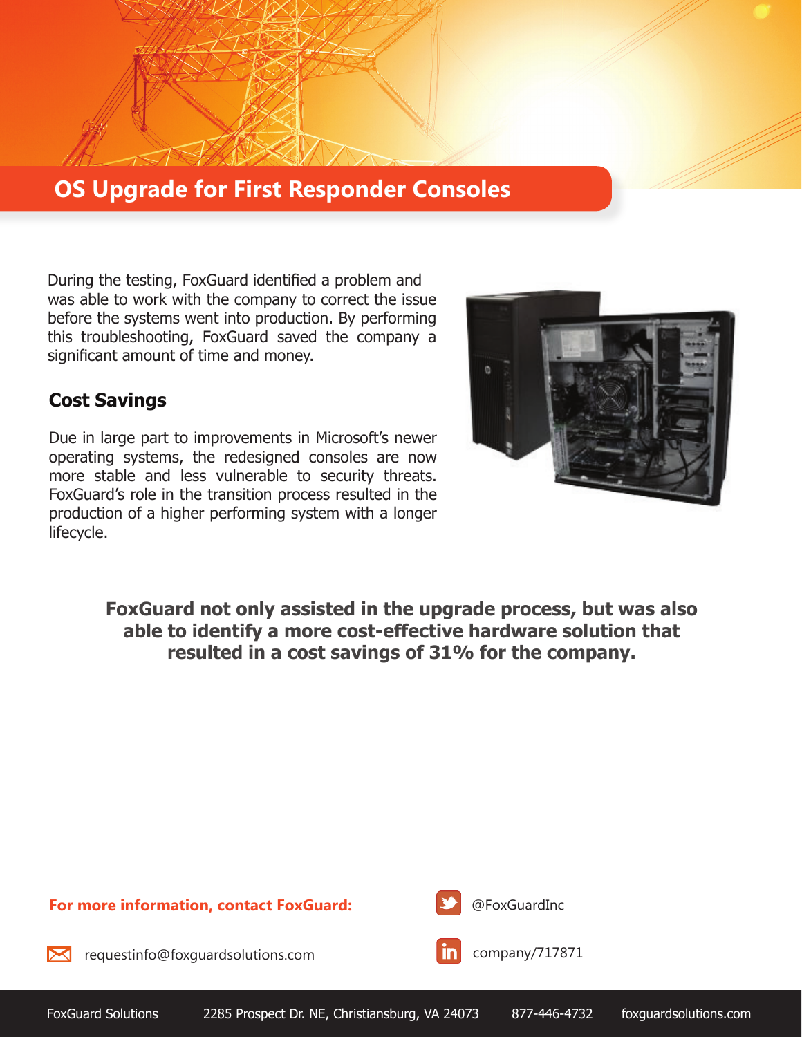# OS Upgrade for First Responder Consoles

During the testing, FoxGuard identified a problem and was able to work with the company to correct the issue before the systems went into production. By performing this troubleshooting, FoxGuard saved the company a significant amount of time and money.

## Cost Savings

Due in large part to improvements in Microsoft's newer operating systems, the redesigned consoles are now more stable and less vulnerable to security threats. FoxGuard's role in the transition process resulted in the production of a higher performing system with a longer lifecycle.

**FoxGuard not only assisted in the upgrade process, but was also able to identify a more cost-effective hardware solution that resulted in a cost savings of 31% for the company.**

**For more information, contact FoxGuard:**

requestinfo@foxguardsolutions.com

@FoxGuardInc

company/717871

FoxGuard Solutions 2285 Prospect Dr. NE, Christiansburg, VA 24073 877-446-4732 foxguardsolutions.com